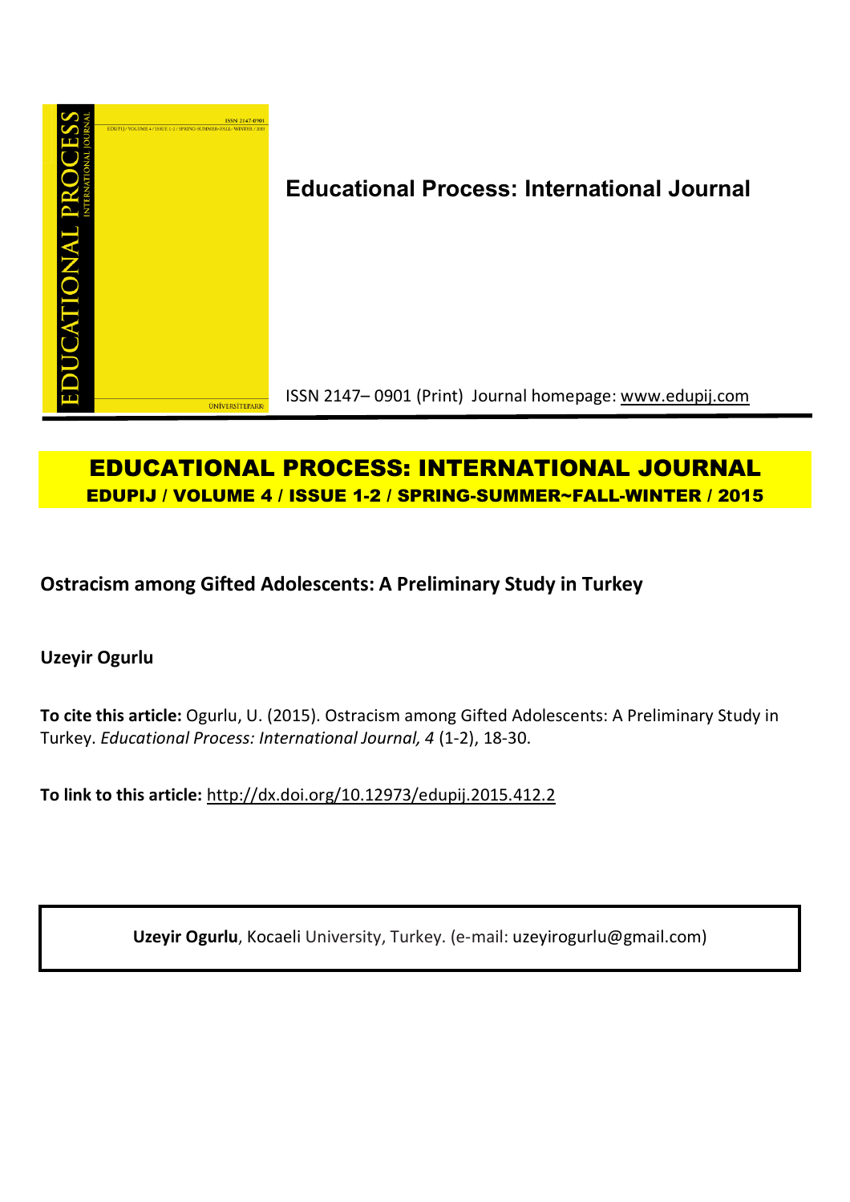**Educational Process: International Journal**

ISSN 2147– 0901 (Print) Journal homepage: www.edupij.com

**EDUCATIONAL PROCESS: INTERNATIONAL JOURNAL**
**EDUPIJ / VOLUME 4 / ISSUE 1-2 / SPRING-SUMMER~FALL-WINTER / 2015**

# Ostracism among Gifted Adolescents: A Preliminary Study in Turkey

**Uzeyir Ogurlu**

**To cite this article:** Ogurlu, U. (2015). Ostracism among Gifted Adolescents: A Preliminary Study in Turkey. *Educational Process: International Journal, 4* (1-2), 18-30.

**To link to this article:** http://dx.doi.org/10.12973/edupij.2015.412.2

**Uzeyir Ogurlu**, Kocaeli University, Turkey. (e-mail: uzeyirogurlu@gmail.com)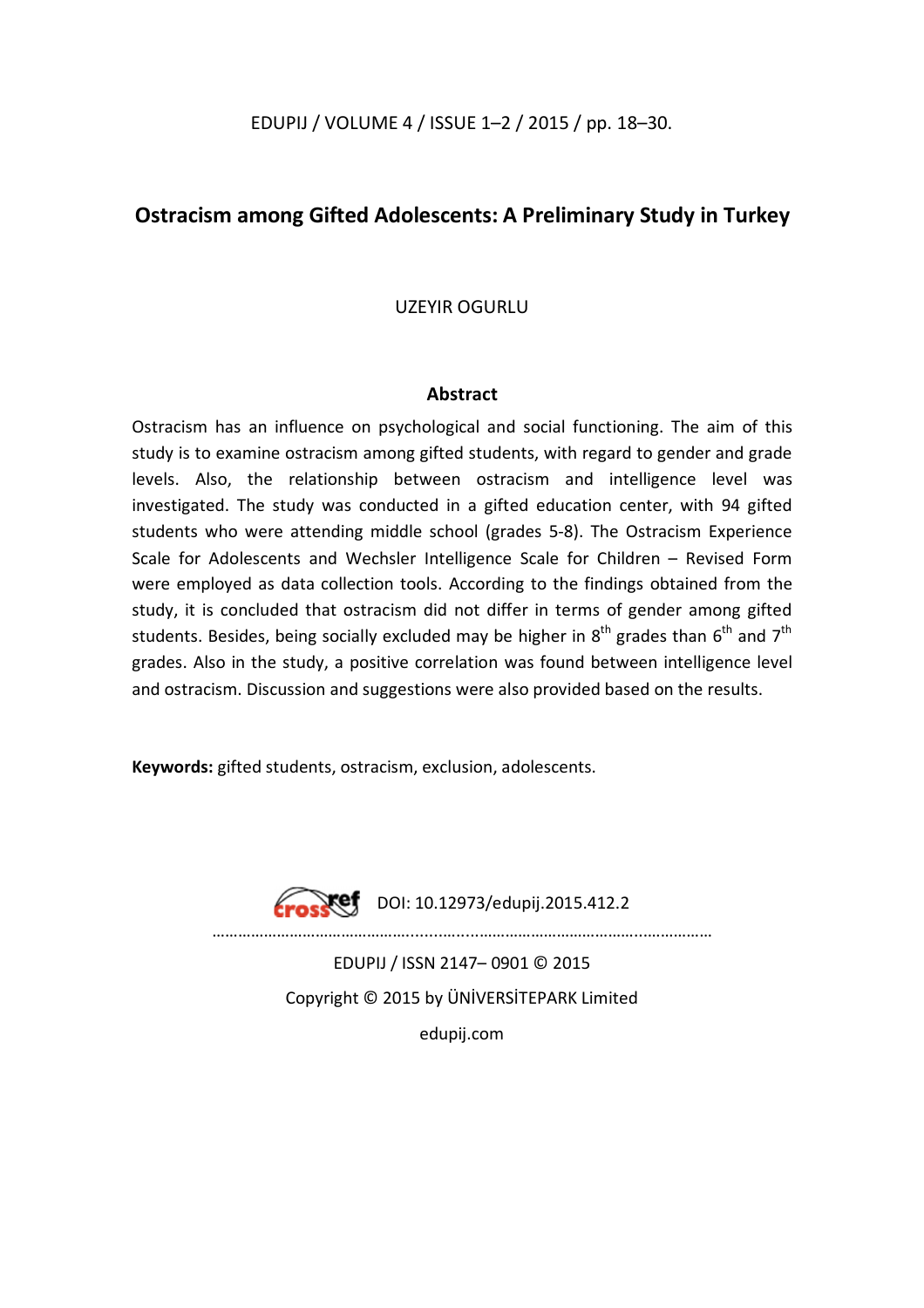# Ostracism among Gifted Adolescents: A Preliminary Study in Turkey

UZEYIR OGURLU

## Abstract

Ostracism has an influence on psychological and social functioning. The aim of this study is to examine ostracism among gifted students, with regard to gender and grade levels. Also, the relationship between ostracism and intelligence level was investigated. The study was conducted in a gifted education center, with 94 gifted students who were attending middle school (grades 5-8). The Ostracism Experience Scale for Adolescents and Wechsler Intelligence Scale for Children – Revised Form were employed as data collection tools. According to the findings obtained from the study, it is concluded that ostracism did not differ in terms of gender among gifted students. Besides, being socially excluded may be higher in 8th grades than 6th and 7th grades. Also in the study, a positive correlation was found between intelligence level and ostracism. Discussion and suggestions were also provided based on the results.

**Keywords:** gifted students, ostracism, exclusion, adolescents.

DOI: 10.12973/edupij.2015.412.2

EDUPIJ / ISSN 2147– 0901 © 2015

Copyright © 2015 by ÜNİVERSİTEPARK Limited

edupij.com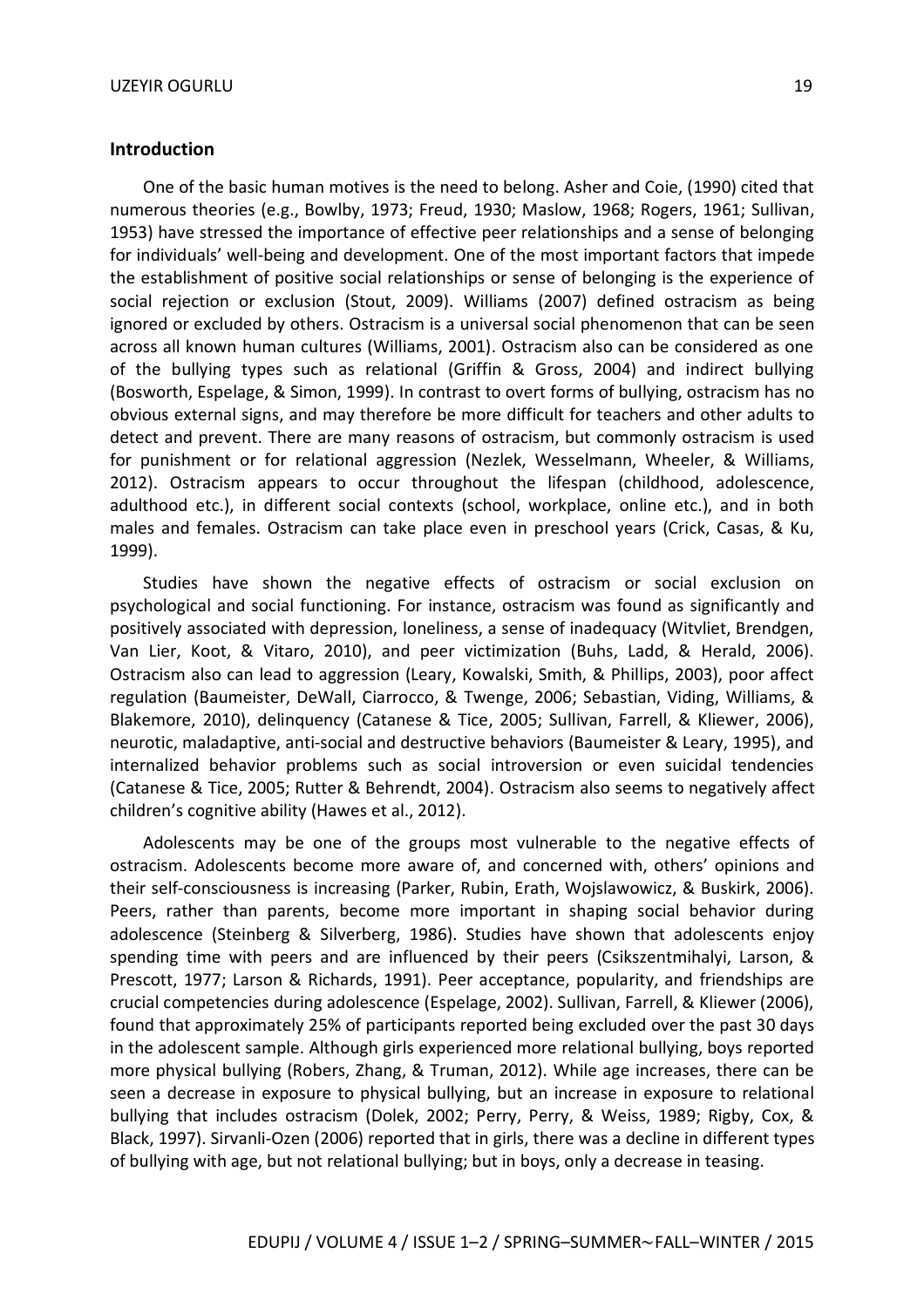## Introduction

One of the basic human motives is the need to belong. Asher and Coie, (1990) cited that numerous theories (e.g., Bowlby, 1973; Freud, 1930; Maslow, 1968; Rogers, 1961; Sullivan, 1953) have stressed the importance of effective peer relationships and a sense of belonging for individuals' well-being and development. One of the most important factors that impede the establishment of positive social relationships or sense of belonging is the experience of social rejection or exclusion (Stout, 2009). Williams (2007) defined ostracism as being ignored or excluded by others. Ostracism is a universal social phenomenon that can be seen across all known human cultures (Williams, 2001). Ostracism also can be considered as one of the bullying types such as relational (Griffin & Gross, 2004) and indirect bullying (Bosworth, Espelage, & Simon, 1999). In contrast to overt forms of bullying, ostracism has no obvious external signs, and may therefore be more difficult for teachers and other adults to detect and prevent. There are many reasons of ostracism, but commonly ostracism is used for punishment or for relational aggression (Nezlek, Wesselmann, Wheeler, & Williams, 2012). Ostracism appears to occur throughout the lifespan (childhood, adolescence, adulthood etc.), in different social contexts (school, workplace, online etc.), and in both males and females. Ostracism can take place even in preschool years (Crick, Casas, & Ku, 1999).

Studies have shown the negative effects of ostracism or social exclusion on psychological and social functioning. For instance, ostracism was found as significantly and positively associated with depression, loneliness, a sense of inadequacy (Witvliet, Brendgen, Van Lier, Koot, & Vitaro, 2010), and peer victimization (Buhs, Ladd, & Herald, 2006). Ostracism also can lead to aggression (Leary, Kowalski, Smith, & Phillips, 2003), poor affect regulation (Baumeister, DeWall, Ciarrocco, & Twenge, 2006; Sebastian, Viding, Williams, & Blakemore, 2010), delinquency (Catanese & Tice, 2005; Sullivan, Farrell, & Kliewer, 2006), neurotic, maladaptive, anti-social and destructive behaviors (Baumeister & Leary, 1995), and internalized behavior problems such as social introversion or even suicidal tendencies (Catanese & Tice, 2005; Rutter & Behrendt, 2004). Ostracism also seems to negatively affect children's cognitive ability (Hawes et al., 2012).

Adolescents may be one of the groups most vulnerable to the negative effects of ostracism. Adolescents become more aware of, and concerned with, others' opinions and their self-consciousness is increasing (Parker, Rubin, Erath, Wojslawowicz, & Buskirk, 2006). Peers, rather than parents, become more important in shaping social behavior during adolescence (Steinberg & Silverberg, 1986). Studies have shown that adolescents enjoy spending time with peers and are influenced by their peers (Csikszentmihalyi, Larson, & Prescott, 1977; Larson & Richards, 1991). Peer acceptance, popularity, and friendships are crucial competencies during adolescence (Espelage, 2002). Sullivan, Farrell, & Kliewer (2006), found that approximately 25% of participants reported being excluded over the past 30 days in the adolescent sample. Although girls experienced more relational bullying, boys reported more physical bullying (Robers, Zhang, & Truman, 2012). While age increases, there can be seen a decrease in exposure to physical bullying, but an increase in exposure to relational bullying that includes ostracism (Dolek, 2002; Perry, Perry, & Weiss, 1989; Rigby, Cox, & Black, 1997). Sirvanli-Ozen (2006) reported that in girls, there was a decline in different types of bullying with age, but not relational bullying; but in boys, only a decrease in teasing.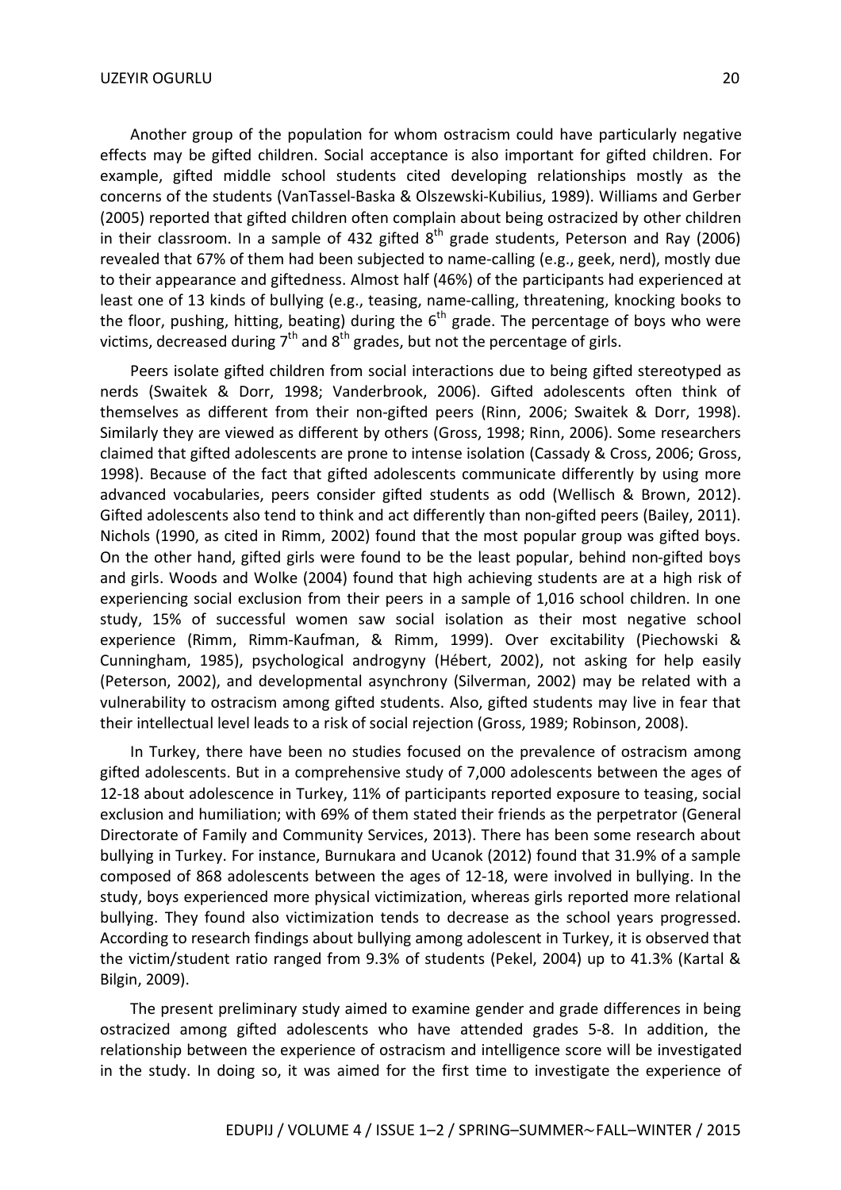Another group of the population for whom ostracism could have particularly negative effects may be gifted children. Social acceptance is also important for gifted children. For example, gifted middle school students cited developing relationships mostly as the concerns of the students (VanTassel-Baska & Olszewski-Kubilius, 1989). Williams and Gerber (2005) reported that gifted children often complain about being ostracized by other children in their classroom. In a sample of 432 gifted 8th grade students, Peterson and Ray (2006) revealed that 67% of them had been subjected to name-calling (e.g., geek, nerd), mostly due to their appearance and giftedness. Almost half (46%) of the participants had experienced at least one of 13 kinds of bullying (e.g., teasing, name-calling, threatening, knocking books to the floor, pushing, hitting, beating) during the 6th grade. The percentage of boys who were victims, decreased during 7th and 8th grades, but not the percentage of girls.

Peers isolate gifted children from social interactions due to being gifted stereotyped as nerds (Swaitek & Dorr, 1998; Vanderbrook, 2006). Gifted adolescents often think of themselves as different from their non-gifted peers (Rinn, 2006; Swaitek & Dorr, 1998). Similarly they are viewed as different by others (Gross, 1998; Rinn, 2006). Some researchers claimed that gifted adolescents are prone to intense isolation (Cassady & Cross, 2006; Gross, 1998). Because of the fact that gifted adolescents communicate differently by using more advanced vocabularies, peers consider gifted students as odd (Wellisch & Brown, 2012). Gifted adolescents also tend to think and act differently than non-gifted peers (Bailey, 2011). Nichols (1990, as cited in Rimm, 2002) found that the most popular group was gifted boys. On the other hand, gifted girls were found to be the least popular, behind non-gifted boys and girls. Woods and Wolke (2004) found that high achieving students are at a high risk of experiencing social exclusion from their peers in a sample of 1,016 school children. In one study, 15% of successful women saw social isolation as their most negative school experience (Rimm, Rimm-Kaufman, & Rimm, 1999). Over excitability (Piechowski & Cunningham, 1985), psychological androgyny (Hébert, 2002), not asking for help easily (Peterson, 2002), and developmental asynchrony (Silverman, 2002) may be related with a vulnerability to ostracism among gifted students. Also, gifted students may live in fear that their intellectual level leads to a risk of social rejection (Gross, 1989; Robinson, 2008).

In Turkey, there have been no studies focused on the prevalence of ostracism among gifted adolescents. But in a comprehensive study of 7,000 adolescents between the ages of 12-18 about adolescence in Turkey, 11% of participants reported exposure to teasing, social exclusion and humiliation; with 69% of them stated their friends as the perpetrator (General Directorate of Family and Community Services, 2013). There has been some research about bullying in Turkey. For instance, Burnukara and Ucanok (2012) found that 31.9% of a sample composed of 868 adolescents between the ages of 12-18, were involved in bullying. In the study, boys experienced more physical victimization, whereas girls reported more relational bullying. They found also victimization tends to decrease as the school years progressed. According to research findings about bullying among adolescent in Turkey, it is observed that the victim/student ratio ranged from 9.3% of students (Pekel, 2004) up to 41.3% (Kartal & Bilgin, 2009).

The present preliminary study aimed to examine gender and grade differences in being ostracized among gifted adolescents who have attended grades 5-8. In addition, the relationship between the experience of ostracism and intelligence score will be investigated in the study. In doing so, it was aimed for the first time to investigate the experience of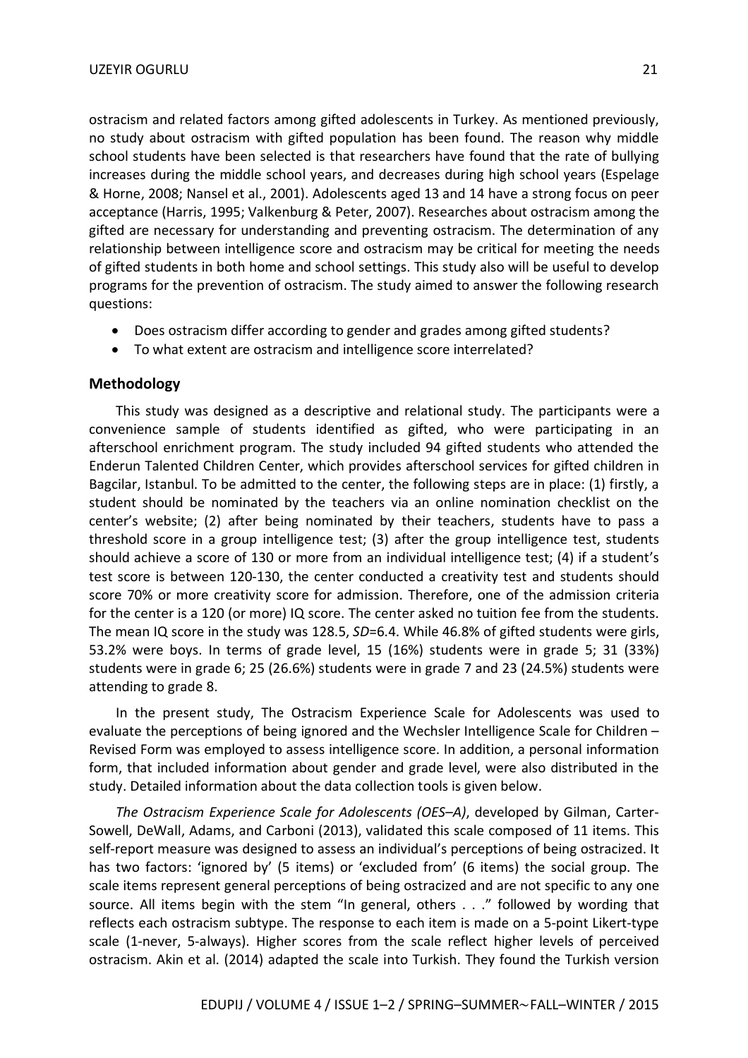ostracism and related factors among gifted adolescents in Turkey. As mentioned previously, no study about ostracism with gifted population has been found. The reason why middle school students have been selected is that researchers have found that the rate of bullying increases during the middle school years, and decreases during high school years (Espelage & Horne, 2008; Nansel et al., 2001). Adolescents aged 13 and 14 have a strong focus on peer acceptance (Harris, 1995; Valkenburg & Peter, 2007). Researches about ostracism among the gifted are necessary for understanding and preventing ostracism. The determination of any relationship between intelligence score and ostracism may be critical for meeting the needs of gifted students in both home and school settings. This study also will be useful to develop programs for the prevention of ostracism. The study aimed to answer the following research questions:

- Does ostracism differ according to gender and grades among gifted students?
- To what extent are ostracism and intelligence score interrelated?

## Methodology

This study was designed as a descriptive and relational study. The participants were a convenience sample of students identified as gifted, who were participating in an afterschool enrichment program. The study included 94 gifted students who attended the Enderun Talented Children Center, which provides afterschool services for gifted children in Bagcilar, Istanbul. To be admitted to the center, the following steps are in place: (1) firstly, a student should be nominated by the teachers via an online nomination checklist on the center's website; (2) after being nominated by their teachers, students have to pass a threshold score in a group intelligence test; (3) after the group intelligence test, students should achieve a score of 130 or more from an individual intelligence test; (4) if a student's test score is between 120-130, the center conducted a creativity test and students should score 70% or more creativity score for admission. Therefore, one of the admission criteria for the center is a 120 (or more) IQ score. The center asked no tuition fee from the students. The mean IQ score in the study was 128.5, *SD*=6.4. While 46.8% of gifted students were girls, 53.2% were boys. In terms of grade level, 15 (16%) students were in grade 5; 31 (33%) students were in grade 6; 25 (26.6%) students were in grade 7 and 23 (24.5%) students were attending to grade 8.

In the present study, The Ostracism Experience Scale for Adolescents was used to evaluate the perceptions of being ignored and the Wechsler Intelligence Scale for Children – Revised Form was employed to assess intelligence score. In addition, a personal information form, that included information about gender and grade level, were also distributed in the study. Detailed information about the data collection tools is given below.

*The Ostracism Experience Scale for Adolescents (OES–A)*, developed by Gilman, Carter-Sowell, DeWall, Adams, and Carboni (2013), validated this scale composed of 11 items. This self-report measure was designed to assess an individual's perceptions of being ostracized. It has two factors: 'ignored by' (5 items) or 'excluded from' (6 items) the social group. The scale items represent general perceptions of being ostracized and are not specific to any one source. All items begin with the stem "In general, others . . ." followed by wording that reflects each ostracism subtype. The response to each item is made on a 5-point Likert-type scale (1-never, 5-always). Higher scores from the scale reflect higher levels of perceived ostracism. Akin et al. (2014) adapted the scale into Turkish. They found the Turkish version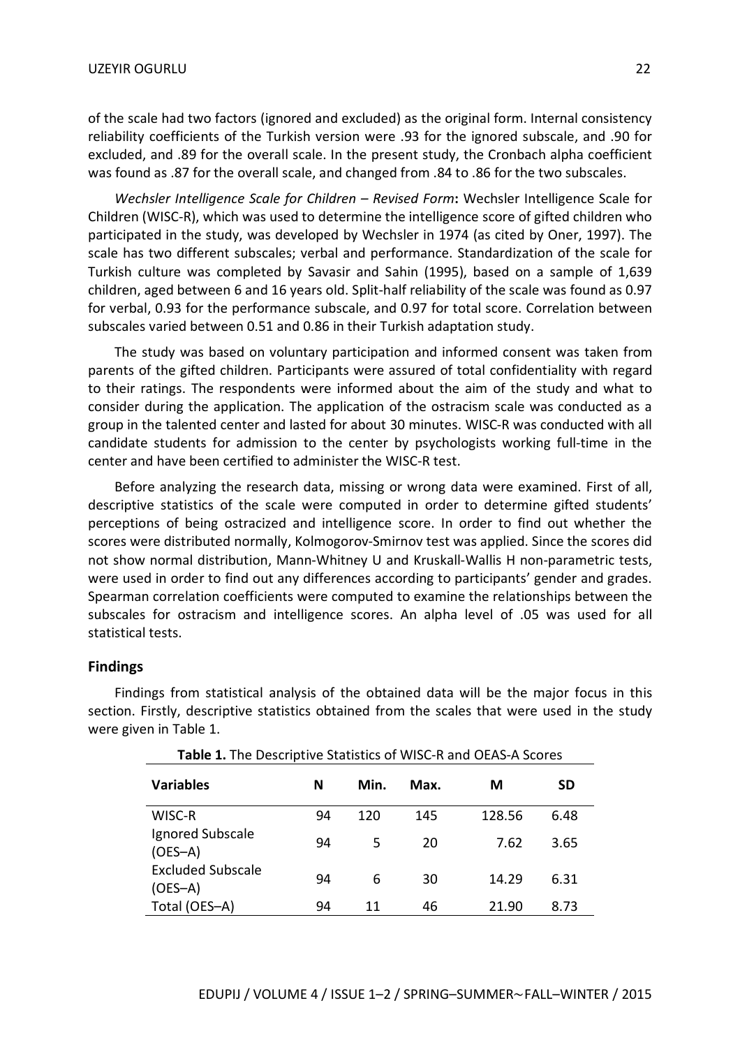of the scale had two factors (ignored and excluded) as the original form. Internal consistency reliability coefficients of the Turkish version were .93 for the ignored subscale, and .90 for excluded, and .89 for the overall scale. In the present study, the Cronbach alpha coefficient was found as .87 for the overall scale, and changed from .84 to .86 for the two subscales.

*Wechsler Intelligence Scale for Children – Revised Form*: Wechsler Intelligence Scale for Children (WISC-R), which was used to determine the intelligence score of gifted children who participated in the study, was developed by Wechsler in 1974 (as cited by Oner, 1997). The scale has two different subscales; verbal and performance. Standardization of the scale for Turkish culture was completed by Savasir and Sahin (1995), based on a sample of 1,639 children, aged between 6 and 16 years old. Split-half reliability of the scale was found as 0.97 for verbal, 0.93 for the performance subscale, and 0.97 for total score. Correlation between subscales varied between 0.51 and 0.86 in their Turkish adaptation study.

The study was based on voluntary participation and informed consent was taken from parents of the gifted children. Participants were assured of total confidentiality with regard to their ratings. The respondents were informed about the aim of the study and what to consider during the application. The application of the ostracism scale was conducted as a group in the talented center and lasted for about 30 minutes. WISC-R was conducted with all candidate students for admission to the center by psychologists working full-time in the center and have been certified to administer the WISC-R test.

Before analyzing the research data, missing or wrong data were examined. First of all, descriptive statistics of the scale were computed in order to determine gifted students' perceptions of being ostracized and intelligence score. In order to find out whether the scores were distributed normally, Kolmogorov-Smirnov test was applied. Since the scores did not show normal distribution, Mann-Whitney U and Kruskall-Wallis H non-parametric tests, were used in order to find out any differences according to participants' gender and grades. Spearman correlation coefficients were computed to examine the relationships between the subscales for ostracism and intelligence scores. An alpha level of .05 was used for all statistical tests.

## Findings

Findings from statistical analysis of the obtained data will be the major focus in this section. Firstly, descriptive statistics obtained from the scales that were used in the study were given in Table 1.

**Table 1.** The Descriptive Statistics of WISC-R and OEAS-A Scores

| Variables | N | Min. | Max. | M | SD |
|---|---|---|---|---|---|
| WISC-R | 94 | 120 | 145 | 128.56 | 6.48 |
| Ignored Subscale (OES–A) | 94 | 5 | 20 | 7.62 | 3.65 |
| Excluded Subscale (OES–A) | 94 | 6 | 30 | 14.29 | 6.31 |
| Total (OES–A) | 94 | 11 | 46 | 21.90 | 8.73 |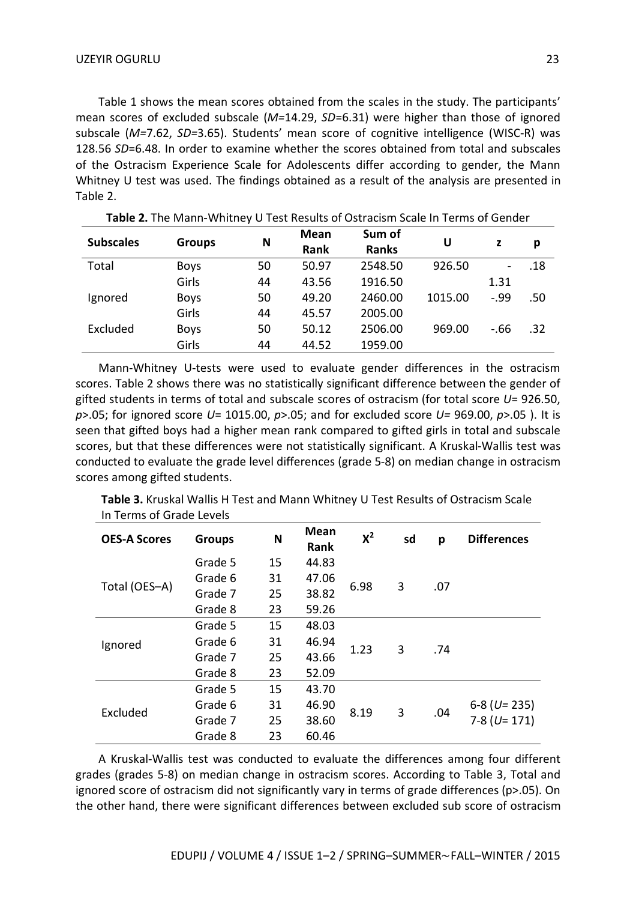Table 1 shows the mean scores obtained from the scales in the study. The participants' mean scores of excluded subscale (*M*=14.29, *SD*=6.31) were higher than those of ignored subscale (*M*=7.62, *SD*=3.65). Students' mean score of cognitive intelligence (WISC-R) was 128.56 *SD*=6.48. In order to examine whether the scores obtained from total and subscales of the Ostracism Experience Scale for Adolescents differ according to gender, the Mann Whitney U test was used. The findings obtained as a result of the analysis are presented in Table 2.

**Table 2.** The Mann-Whitney U Test Results of Ostracism Scale In Terms of Gender

| Subscales | Groups | N | Mean Rank | Sum of Ranks | U | z | p |
|---|---|---|---|---|---|---|---|
| Total | Boys | 50 | 50.97 | 2548.50 | 926.50 | -1.31 | .18 |
| | Girls | 44 | 43.56 | 1916.50 | | | |
| Ignored | Boys | 50 | 49.20 | 2460.00 | 1015.00 | -.99 | .50 |
| | Girls | 44 | 45.57 | 2005.00 | | | |
| Excluded | Boys | 50 | 50.12 | 2506.00 | 969.00 | -.66 | .32 |
| | Girls | 44 | 44.52 | 1959.00 | | | |

Mann-Whitney U-tests were used to evaluate gender differences in the ostracism scores. Table 2 shows there was no statistically significant difference between the gender of gifted students in terms of total and subscale scores of ostracism (for total score *U*= 926.50, *p*>.05; for ignored score *U*= 1015.00, *p*>.05; and for excluded score *U*= 969.00, *p*>.05 ). It is seen that gifted boys had a higher mean rank compared to gifted girls in total and subscale scores, but that these differences were not statistically significant. A Kruskal-Wallis test was conducted to evaluate the grade level differences (grade 5-8) on median change in ostracism scores among gifted students.

**Table 3.** Kruskal Wallis H Test and Mann Whitney U Test Results of Ostracism Scale In Terms of Grade Levels

| OES-A Scores | Groups | N | Mean Rank | $X^2$ | sd | p | Differences |
|---|---|---|---|---|---|---|---|
| Total (OES–A) | Grade 5 | 15 | 44.83 | 6.98 | 3 | .07 | |
| | Grade 6 | 31 | 47.06 | | | | |
| | Grade 7 | 25 | 38.82 | | | | |
| | Grade 8 | 23 | 59.26 | | | | |
| Ignored | Grade 5 | 15 | 48.03 | 1.23 | 3 | .74 | |
| | Grade 6 | 31 | 46.94 | | | | |
| | Grade 7 | 25 | 43.66 | | | | |
| | Grade 8 | 23 | 52.09 | | | | |
| Excluded | Grade 5 | 15 | 43.70 | 8.19 | 3 | .04 | 6-8 (*U*= 235) 7-8 (*U*= 171) |
| | Grade 6 | 31 | 46.90 | | | | |
| | Grade 7 | 25 | 38.60 | | | | |
| | Grade 8 | 23 | 60.46 | | | | |

A Kruskal-Wallis test was conducted to evaluate the differences among four different grades (grades 5-8) on median change in ostracism scores. According to Table 3, Total and ignored score of ostracism did not significantly vary in terms of grade differences (p>.05). On the other hand, there were significant differences between excluded sub score of ostracism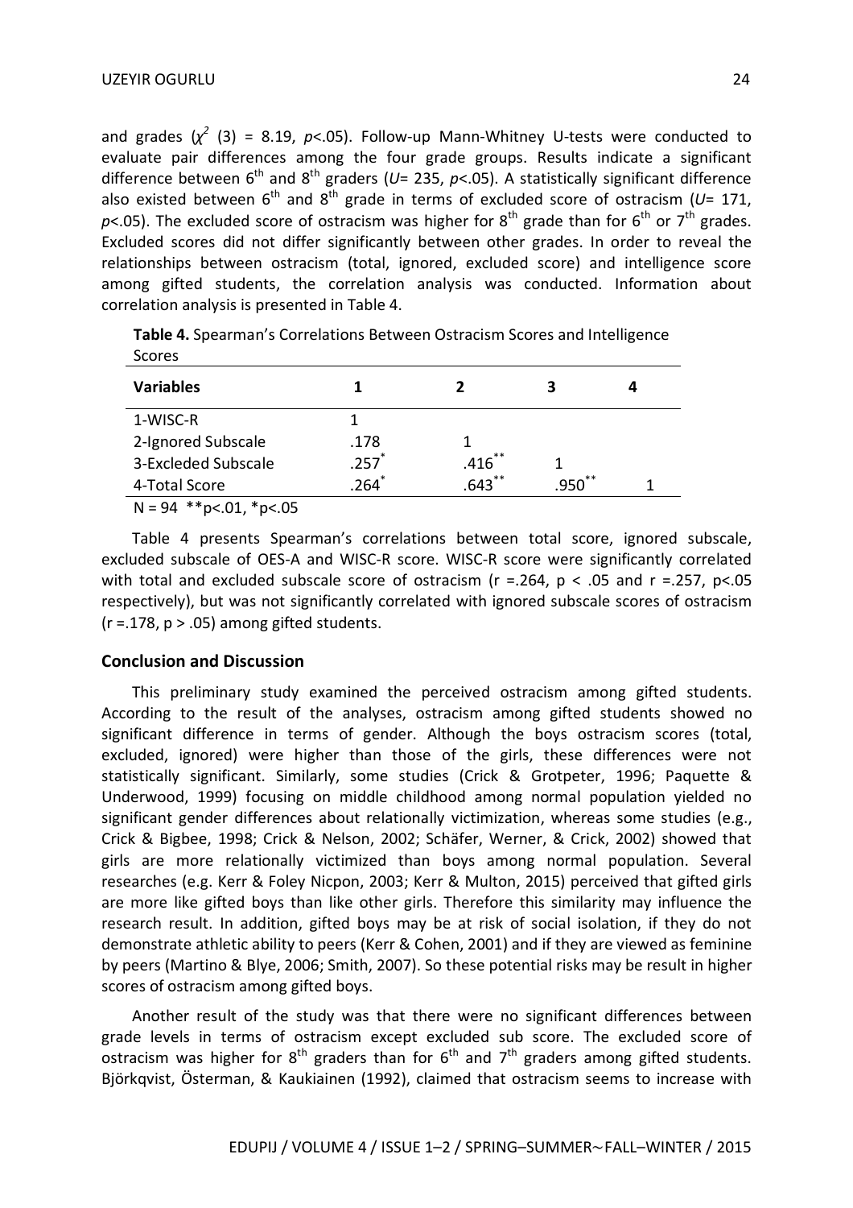and grades ($\chi^2$ (3) = 8.19, $p$<.05). Follow-up Mann-Whitney U-tests were conducted to evaluate pair differences among the four grade groups. Results indicate a significant difference between 6th and 8th graders ($U$= 235, $p$<.05). A statistically significant difference also existed between 6th and 8th grade in terms of excluded score of ostracism ($U$= 171, $p$<.05). The excluded score of ostracism was higher for 8th grade than for 6th or 7th grades. Excluded scores did not differ significantly between other grades. In order to reveal the relationships between ostracism (total, ignored, excluded score) and intelligence score among gifted students, the correlation analysis was conducted. Information about correlation analysis is presented in Table 4.

**Table 4.** Spearman's Correlations Between Ostracism Scores and Intelligence Scores

| Variables | 1 | 2 | 3 | 4 |
|---|---|---|---|---|
| 1-WISC-R | 1 | | | |
| 2-Ignored Subscale | .178 | 1 | | |
| 3-Excleded Subscale | .257* | .416** | 1 | |
| 4-Total Score | .264* | .643** | .950** | 1 |

N = 94 **p<.01, *p<.05

Table 4 presents Spearman's correlations between total score, ignored subscale, excluded subscale of OES-A and WISC-R score. WISC-R score were significantly correlated with total and excluded subscale score of ostracism (r =.264, p < .05 and r =.257, p<.05 respectively), but was not significantly correlated with ignored subscale scores of ostracism (r =.178, p > .05) among gifted students.

## Conclusion and Discussion

This preliminary study examined the perceived ostracism among gifted students. According to the result of the analyses, ostracism among gifted students showed no significant difference in terms of gender. Although the boys ostracism scores (total, excluded, ignored) were higher than those of the girls, these differences were not statistically significant. Similarly, some studies (Crick & Grotpeter, 1996; Paquette & Underwood, 1999) focusing on middle childhood among normal population yielded no significant gender differences about relationally victimization, whereas some studies (e.g., Crick & Bigbee, 1998; Crick & Nelson, 2002; Schäfer, Werner, & Crick, 2002) showed that girls are more relationally victimized than boys among normal population. Several researches (e.g. Kerr & Foley Nicpon, 2003; Kerr & Multon, 2015) perceived that gifted girls are more like gifted boys than like other girls. Therefore this similarity may influence the research result. In addition, gifted boys may be at risk of social isolation, if they do not demonstrate athletic ability to peers (Kerr & Cohen, 2001) and if they are viewed as feminine by peers (Martino & Blye, 2006; Smith, 2007). So these potential risks may be result in higher scores of ostracism among gifted boys.

Another result of the study was that there were no significant differences between grade levels in terms of ostracism except excluded sub score. The excluded score of ostracism was higher for 8th graders than for 6th and 7th graders among gifted students. Björkqvist, Österman, & Kaukiainen (1992), claimed that ostracism seems to increase with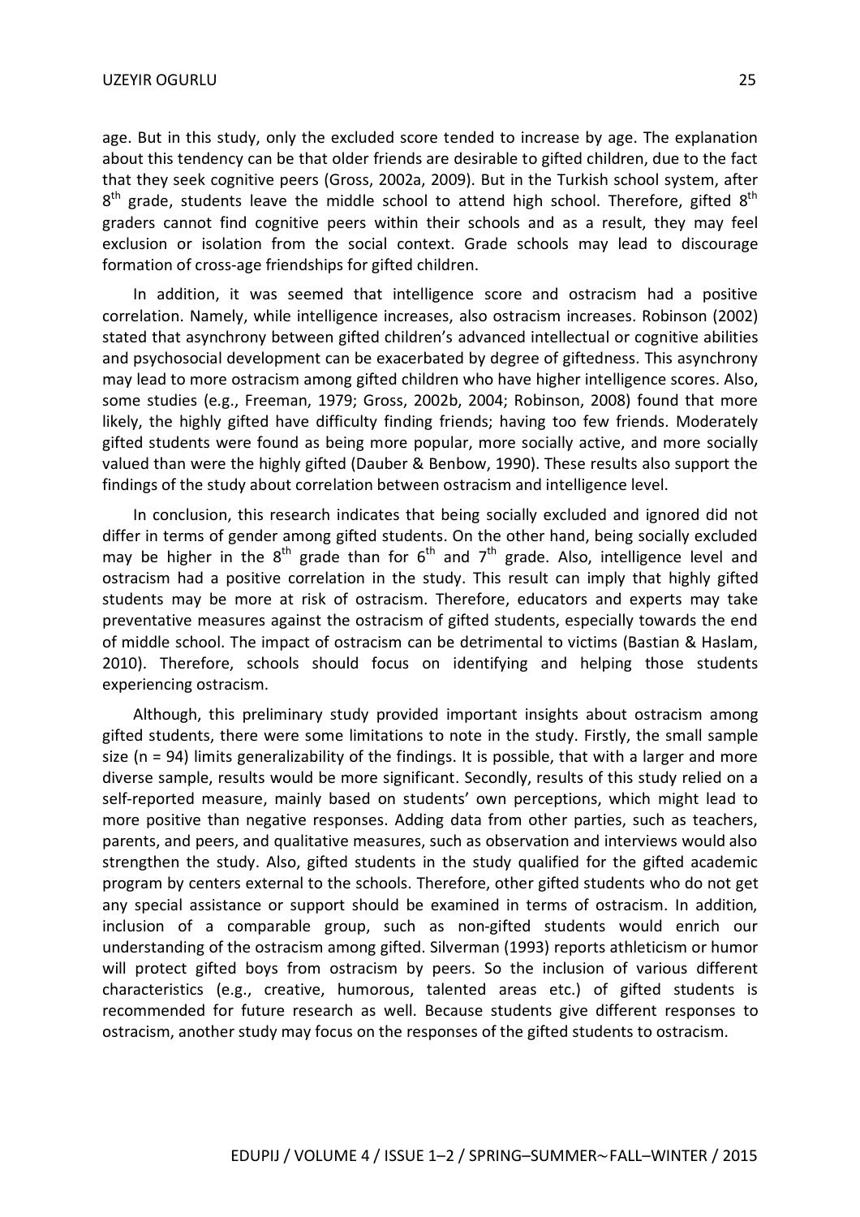age. But in this study, only the excluded score tended to increase by age. The explanation about this tendency can be that older friends are desirable to gifted children, due to the fact that they seek cognitive peers (Gross, 2002a, 2009). But in the Turkish school system, after $8^{th}$ grade, students leave the middle school to attend high school. Therefore, gifted $8^{th}$ graders cannot find cognitive peers within their schools and as a result, they may feel exclusion or isolation from the social context. Grade schools may lead to discourage formation of cross-age friendships for gifted children.

In addition, it was seemed that intelligence score and ostracism had a positive correlation. Namely, while intelligence increases, also ostracism increases. Robinson (2002) stated that asynchrony between gifted children's advanced intellectual or cognitive abilities and psychosocial development can be exacerbated by degree of giftedness. This asynchrony may lead to more ostracism among gifted children who have higher intelligence scores. Also, some studies (e.g., Freeman, 1979; Gross, 2002b, 2004; Robinson, 2008) found that more likely, the highly gifted have difficulty finding friends; having too few friends. Moderately gifted students were found as being more popular, more socially active, and more socially valued than were the highly gifted (Dauber & Benbow, 1990). These results also support the findings of the study about correlation between ostracism and intelligence level.

In conclusion, this research indicates that being socially excluded and ignored did not differ in terms of gender among gifted students. On the other hand, being socially excluded may be higher in the $8^{th}$ grade than for $6^{th}$ and $7^{th}$ grade. Also, intelligence level and ostracism had a positive correlation in the study. This result can imply that highly gifted students may be more at risk of ostracism. Therefore, educators and experts may take preventative measures against the ostracism of gifted students, especially towards the end of middle school. The impact of ostracism can be detrimental to victims (Bastian & Haslam, 2010). Therefore, schools should focus on identifying and helping those students experiencing ostracism.

Although, this preliminary study provided important insights about ostracism among gifted students, there were some limitations to note in the study. Firstly, the small sample size ($n = 94$) limits generalizability of the findings. It is possible, that with a larger and more diverse sample, results would be more significant. Secondly, results of this study relied on a self-reported measure, mainly based on students' own perceptions, which might lead to more positive than negative responses. Adding data from other parties, such as teachers, parents, and peers, and qualitative measures, such as observation and interviews would also strengthen the study. Also, gifted students in the study qualified for the gifted academic program by centers external to the schools. Therefore, other gifted students who do not get any special assistance or support should be examined in terms of ostracism. In addition, inclusion of a comparable group, such as non-gifted students would enrich our understanding of the ostracism among gifted. Silverman (1993) reports athleticism or humor will protect gifted boys from ostracism by peers. So the inclusion of various different characteristics (e.g., creative, humorous, talented areas etc.) of gifted students is recommended for future research as well. Because students give different responses to ostracism, another study may focus on the responses of the gifted students to ostracism.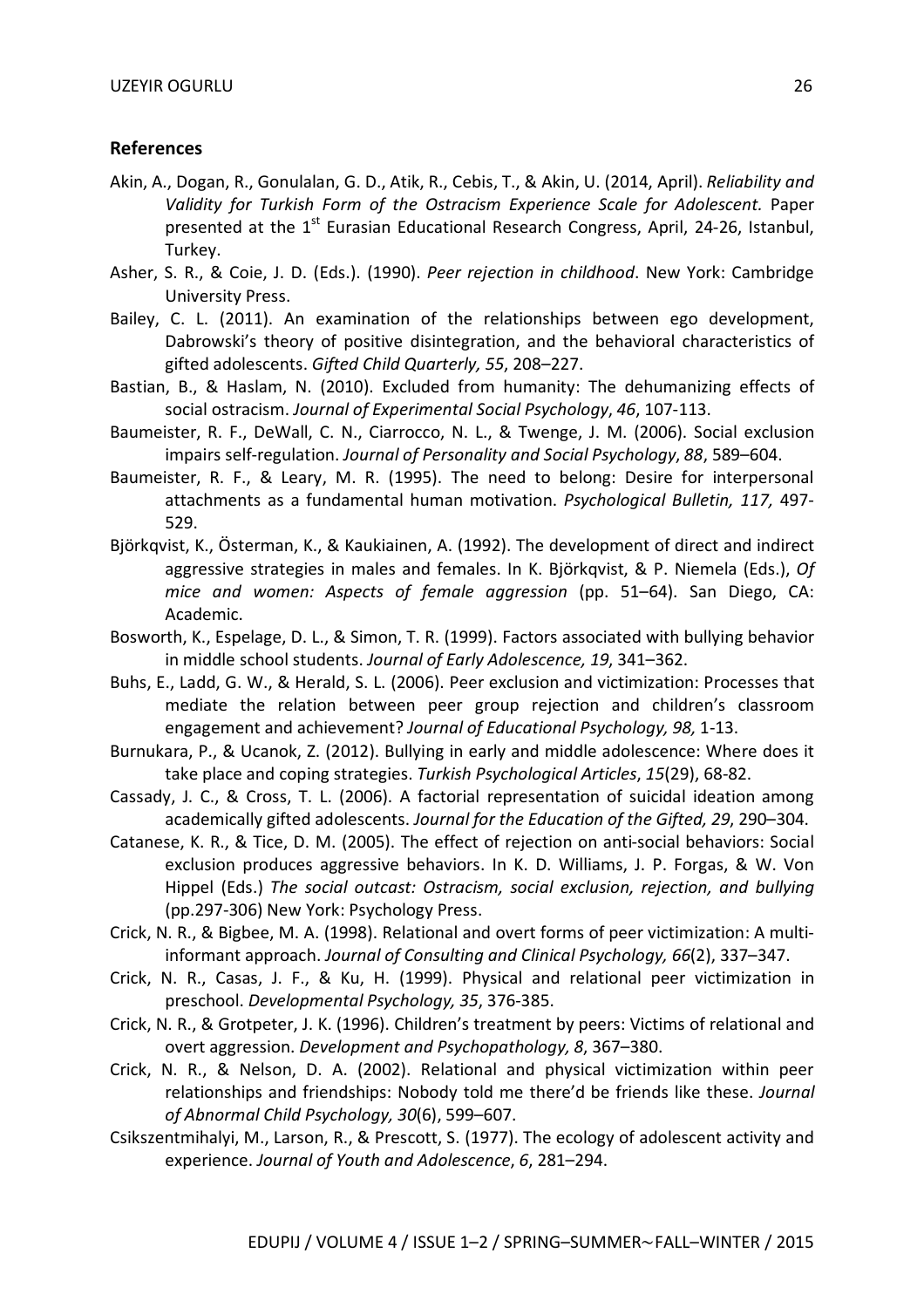## References

Akin, A., Dogan, R., Gonulalan, G. D., Atik, R., Cebis, T., & Akin, U. (2014, April). *Reliability and Validity for Turkish Form of the Ostracism Experience Scale for Adolescent.* Paper presented at the 1st Eurasian Educational Research Congress, April, 24-26, Istanbul, Turkey.

Asher, S. R., & Coie, J. D. (Eds.). (1990). *Peer rejection in childhood*. New York: Cambridge University Press.

Bailey, C. L. (2011). An examination of the relationships between ego development, Dabrowski's theory of positive disintegration, and the behavioral characteristics of gifted adolescents. *Gifted Child Quarterly, 55*, 208–227.

Bastian, B., & Haslam, N. (2010). Excluded from humanity: The dehumanizing effects of social ostracism. *Journal of Experimental Social Psychology*, *46*, 107-113.

Baumeister, R. F., DeWall, C. N., Ciarrocco, N. L., & Twenge, J. M. (2006). Social exclusion impairs self-regulation. *Journal of Personality and Social Psychology*, *88*, 589–604.

Baumeister, R. F., & Leary, M. R. (1995). The need to belong: Desire for interpersonal attachments as a fundamental human motivation. *Psychological Bulletin, 117,* 497-529.

Björkqvist, K., Österman, K., & Kaukiainen, A. (1992). The development of direct and indirect aggressive strategies in males and females. In K. Björkqvist, & P. Niemela (Eds.), *Of mice and women: Aspects of female aggression* (pp. 51–64). San Diego, CA: Academic.

Bosworth, K., Espelage, D. L., & Simon, T. R. (1999). Factors associated with bullying behavior in middle school students. *Journal of Early Adolescence, 19*, 341–362.

Buhs, E., Ladd, G. W., & Herald, S. L. (2006). Peer exclusion and victimization: Processes that mediate the relation between peer group rejection and children's classroom engagement and achievement? *Journal of Educational Psychology, 98,* 1-13.

Burnukara, P., & Ucanok, Z. (2012). Bullying in early and middle adolescence: Where does it take place and coping strategies. *Turkish Psychological Articles*, *15*(29), 68-82.

Cassady, J. C., & Cross, T. L. (2006). A factorial representation of suicidal ideation among academically gifted adolescents. *Journal for the Education of the Gifted, 29*, 290–304.

Catanese, K. R., & Tice, D. M. (2005). The effect of rejection on anti-social behaviors: Social exclusion produces aggressive behaviors. In K. D. Williams, J. P. Forgas, & W. Von Hippel (Eds.) *The social outcast: Ostracism, social exclusion, rejection, and bullying* (pp.297-306) New York: Psychology Press.

Crick, N. R., & Bigbee, M. A. (1998). Relational and overt forms of peer victimization: A multi-informant approach. *Journal of Consulting and Clinical Psychology, 66*(2), 337–347.

Crick, N. R., Casas, J. F., & Ku, H. (1999). Physical and relational peer victimization in preschool. *Developmental Psychology, 35*, 376-385.

Crick, N. R., & Grotpeter, J. K. (1996). Children's treatment by peers: Victims of relational and overt aggression. *Development and Psychopathology, 8*, 367–380.

Crick, N. R., & Nelson, D. A. (2002). Relational and physical victimization within peer relationships and friendships: Nobody told me there'd be friends like these. *Journal of Abnormal Child Psychology, 30*(6), 599–607.

Csikszentmihalyi, M., Larson, R., & Prescott, S. (1977). The ecology of adolescent activity and experience. *Journal of Youth and Adolescence*, *6*, 281–294.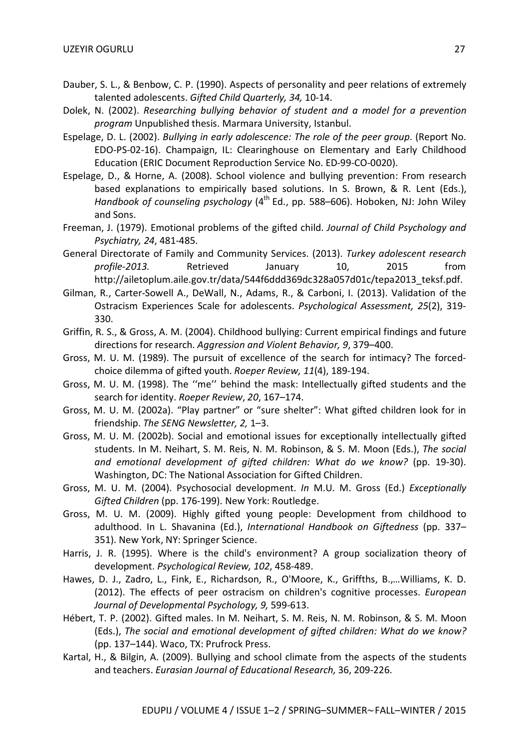Dauber, S. L., & Benbow, C. P. (1990). Aspects of personality and peer relations of extremely talented adolescents. *Gifted Child Quarterly, 34,* 10-14.

Dolek, N. (2002). *Researching bullying behavior of student and a model for a prevention program* Unpublished thesis. Marmara University, Istanbul.

Espelage, D. L. (2002). *Bullying in early adolescence: The role of the peer group*. (Report No. EDO-PS-02-16). Champaign, IL: Clearinghouse on Elementary and Early Childhood Education (ERIC Document Reproduction Service No. ED-99-CO-0020).

Espelage, D., & Horne, A. (2008). School violence and bullying prevention: From research based explanations to empirically based solutions. In S. Brown, & R. Lent (Eds.), *Handbook of counseling psychology* (4th Ed., pp. 588–606). Hoboken, NJ: John Wiley and Sons.

Freeman, J. (1979). Emotional problems of the gifted child. *Journal of Child Psychology and Psychiatry, 24*, 481-485.

General Directorate of Family and Community Services. (2013). *Turkey adolescent research profile-2013.* Retrieved January 10, 2015 from http://aileToplum.aile.gov.tr/data/544f6ddd369dc328a057d01c/tepa2013_teksf.pdf.

Gilman, R., Carter-Sowell A., DeWall, N., Adams, R., & Carboni, I. (2013). Validation of the Ostracism Experiences Scale for adolescents. *Psychological Assessment, 25*(2), 319-330.

Griffin, R. S., & Gross, A. M. (2004). Childhood bullying: Current empirical findings and future directions for research. *Aggression and Violent Behavior, 9*, 379–400.

Gross, M. U. M. (1989). The pursuit of excellence of the search for intimacy? The forced-choice dilemma of gifted youth. *Roeper Review, 11*(4), 189-194.

Gross, M. U. M. (1998). The ''me'' behind the mask: Intellectually gifted students and the search for identity. *Roeper Review*, *20*, 167–174.

Gross, M. U. M. (2002a). "Play partner" or "sure shelter": What gifted children look for in friendship. *The SENG Newsletter, 2,* 1–3.

Gross, M. U. M. (2002b). Social and emotional issues for exceptionally intellectually gifted students. In M. Neihart, S. M. Reis, N. M. Robinson, & S. M. Moon (Eds.), *The social and emotional development of gifted children: What do we know?* (pp. 19-30). Washington, DC: The National Association for Gifted Children.

Gross, M. U. M. (2004). Psychosocial development. *In* M.U. M. Gross (Ed.) *Exceptionally Gifted Children* (pp. 176-199). New York: Routledge.

Gross, M. U. M. (2009). Highly gifted young people: Development from childhood to adulthood. In L. Shavanina (Ed.), *International Handbook on Giftedness* (pp. 337–351). New York, NY: Springer Science.

Harris, J. R. (1995). Where is the child's environment? A group socialization theory of development. *Psychological Review, 102*, 458-489.

Hawes, D. J., Zadro, L., Fink, E., Richardson, R., O'Moore, K., Griffths, B.,…Williams, K. D. (2012). The effects of peer ostracism on children's cognitive processes. *European Journal of Developmental Psychology, 9,* 599-613.

Hébert, T. P. (2002). Gifted males. In M. Neihart, S. M. Reis, N. M. Robinson, & S. M. Moon (Eds.), *The social and emotional development of gifted children: What do we know?* (pp. 137–144). Waco, TX: Prufrock Press.

Kartal, H., & Bilgin, A. (2009). Bullying and school climate from the aspects of the students and teachers. *Eurasian Journal of Educational Research,* 36, 209-226.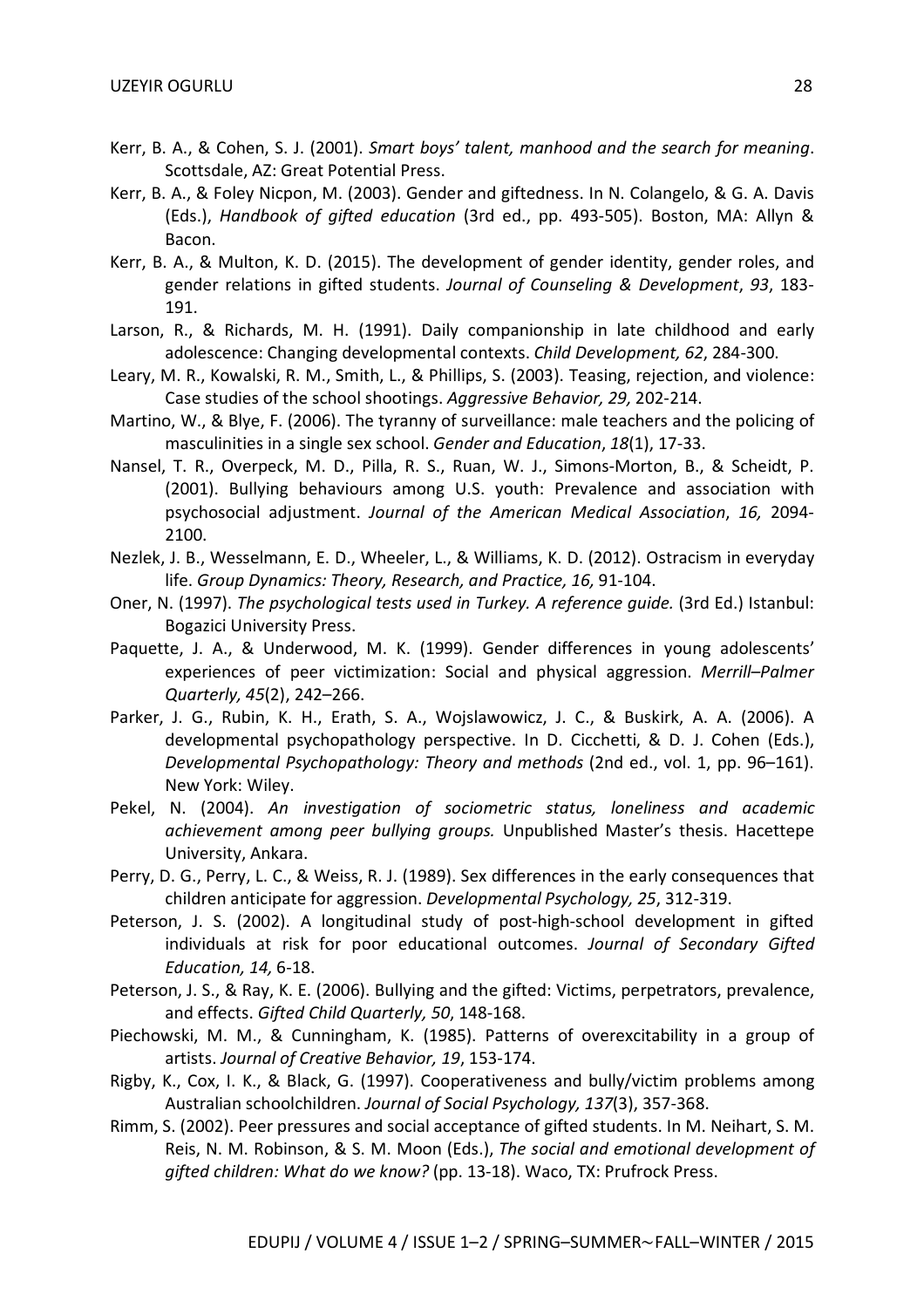Kerr, B. A., & Cohen, S. J. (2001). *Smart boys' talent, manhood and the search for meaning*. Scottsdale, AZ: Great Potential Press.

Kerr, B. A., & Foley Nicpon, M. (2003). Gender and giftedness. In N. Colangelo, & G. A. Davis (Eds.), *Handbook of gifted education* (3rd ed., pp. 493-505). Boston, MA: Allyn & Bacon.

Kerr, B. A., & Multon, K. D. (2015). The development of gender identity, gender roles, and gender relations in gifted students. *Journal of Counseling & Development*, *93*, 183-191.

Larson, R., & Richards, M. H. (1991). Daily companionship in late childhood and early adolescence: Changing developmental contexts. *Child Development, 62*, 284-300.

Leary, M. R., Kowalski, R. M., Smith, L., & Phillips, S. (2003). Teasing, rejection, and violence: Case studies of the school shootings. *Aggressive Behavior, 29,* 202-214.

Martino, W., & Blye, F. (2006). The tyranny of surveillance: male teachers and the policing of masculinities in a single sex school. *Gender and Education*, *18*(1), 17-33.

Nansel, T. R., Overpeck, M. D., Pilla, R. S., Ruan, W. J., Simons-Morton, B., & Scheidt, P. (2001). Bullying behaviours among U.S. youth: Prevalence and association with psychosocial adjustment. *Journal of the American Medical Association*, *16,* 2094-2100.

Nezlek, J. B., Wesselmann, E. D., Wheeler, L., & Williams, K. D. (2012). Ostracism in everyday life. *Group Dynamics: Theory, Research, and Practice, 16,* 91-104.

Oner, N. (1997). *The psychological tests used in Turkey. A reference guide.* (3rd Ed.) Istanbul: Bogazici University Press.

Paquette, J. A., & Underwood, M. K. (1999). Gender differences in young adolescents' experiences of peer victimization: Social and physical aggression. *Merrill–Palmer Quarterly, 45*(2), 242–266.

Parker, J. G., Rubin, K. H., Erath, S. A., Wojslawowicz, J. C., & Buskirk, A. A. (2006). A developmental psychopathology perspective. In D. Cicchetti, & D. J. Cohen (Eds.), *Developmental Psychopathology: Theory and methods* (2nd ed., vol. 1, pp. 96–161). New York: Wiley.

Pekel, N. (2004). *An investigation of sociometric status, loneliness and academic achievement among peer bullying groups.* Unpublished Master's thesis. Hacettepe University, Ankara.

Perry, D. G., Perry, L. C., & Weiss, R. J. (1989). Sex differences in the early consequences that children anticipate for aggression. *Developmental Psychology, 25*, 312-319.

Peterson, J. S. (2002). A longitudinal study of post-high-school development in gifted individuals at risk for poor educational outcomes. *Journal of Secondary Gifted Education, 14,* 6-18.

Peterson, J. S., & Ray, K. E. (2006). Bullying and the gifted: Victims, perpetrators, prevalence, and effects. *Gifted Child Quarterly, 50*, 148-168.

Piechowski, M. M., & Cunningham, K. (1985). Patterns of overexcitability in a group of artists. *Journal of Creative Behavior, 19*, 153-174.

Rigby, K., Cox, I. K., & Black, G. (1997). Cooperativeness and bully/victim problems among Australian schoolchildren. *Journal of Social Psychology, 137*(3), 357-368.

Rimm, S. (2002). Peer pressures and social acceptance of gifted students. In M. Neihart, S. M. Reis, N. M. Robinson, & S. M. Moon (Eds.), *The social and emotional development of gifted children: What do we know?* (pp. 13-18). Waco, TX: Prufrock Press.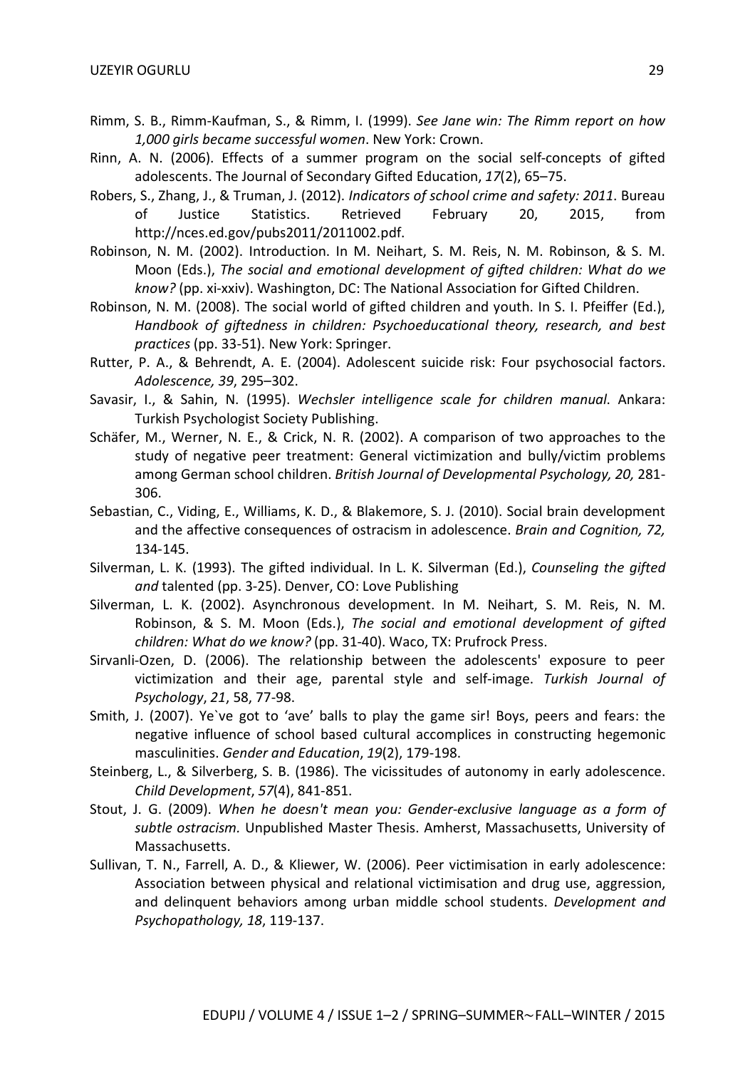Rimm, S. B., Rimm-Kaufman, S., & Rimm, I. (1999). *See Jane win: The Rimm report on how 1,000 girls became successful women*. New York: Crown.

Rinn, A. N. (2006). Effects of a summer program on the social self-concepts of gifted adolescents. The Journal of Secondary Gifted Education, *17*(2), 65–75.

Robers, S., Zhang, J., & Truman, J. (2012). *Indicators of school crime and safety: 2011*. Bureau of Justice Statistics. Retrieved February 20, 2015, from http://nces.ed.gov/pubs2011/2011002.pdf.

Robinson, N. M. (2002). Introduction. In M. Neihart, S. M. Reis, N. M. Robinson, & S. M. Moon (Eds.), *The social and emotional development of gifted children: What do we know?* (pp. xi-xxiv). Washington, DC: The National Association for Gifted Children.

Robinson, N. M. (2008). The social world of gifted children and youth. In S. I. Pfeiffer (Ed.), *Handbook of giftedness in children: Psychoeducational theory, research, and best practices* (pp. 33-51). New York: Springer.

Rutter, P. A., & Behrendt, A. E. (2004). Adolescent suicide risk: Four psychosocial factors. *Adolescence, 39*, 295–302.

Savasir, I., & Sahin, N. (1995). *Wechsler intelligence scale for children manual.* Ankara: Turkish Psychologist Society Publishing.

Schäfer, M., Werner, N. E., & Crick, N. R. (2002). A comparison of two approaches to the study of negative peer treatment: General victimization and bully/victim problems among German school children. *British Journal of Developmental Psychology, 20,* 281-306.

Sebastian, C., Viding, E., Williams, K. D., & Blakemore, S. J. (2010). Social brain development and the affective consequences of ostracism in adolescence. *Brain and Cognition, 72,* 134-145.

Silverman, L. K. (1993). The gifted individual. In L. K. Silverman (Ed.), *Counseling the gifted and* talented (pp. 3-25). Denver, CO: Love Publishing

Silverman, L. K. (2002). Asynchronous development. In M. Neihart, S. M. Reis, N. M. Robinson, & S. M. Moon (Eds.), *The social and emotional development of gifted children: What do we know?* (pp. 31-40). Waco, TX: Prufrock Press.

Sirvanli-Ozen, D. (2006). The relationship between the adolescents' exposure to peer victimization and their age, parental style and self-image. *Turkish Journal of Psychology*, *21*, 58, 77-98.

Smith, J. (2007). Ye`ve got to 'ave' balls to play the game sir! Boys, peers and fears: the negative influence of school based cultural accomplices in constructing hegemonic masculinities. *Gender and Education*, *19*(2), 179-198.

Steinberg, L., & Silverberg, S. B. (1986). The vicissitudes of autonomy in early adolescence. *Child Development*, *57*(4), 841-851.

Stout, J. G. (2009). *When he doesn't mean you: Gender-exclusive language as a form of subtle ostracism.* Unpublished Master Thesis. Amherst, Massachusetts, University of Massachusetts.

Sullivan, T. N., Farrell, A. D., & Kliewer, W. (2006). Peer victimisation in early adolescence: Association between physical and relational victimisation and drug use, aggression, and delinquent behaviors among urban middle school students. *Development and Psychopathology, 18*, 119-137.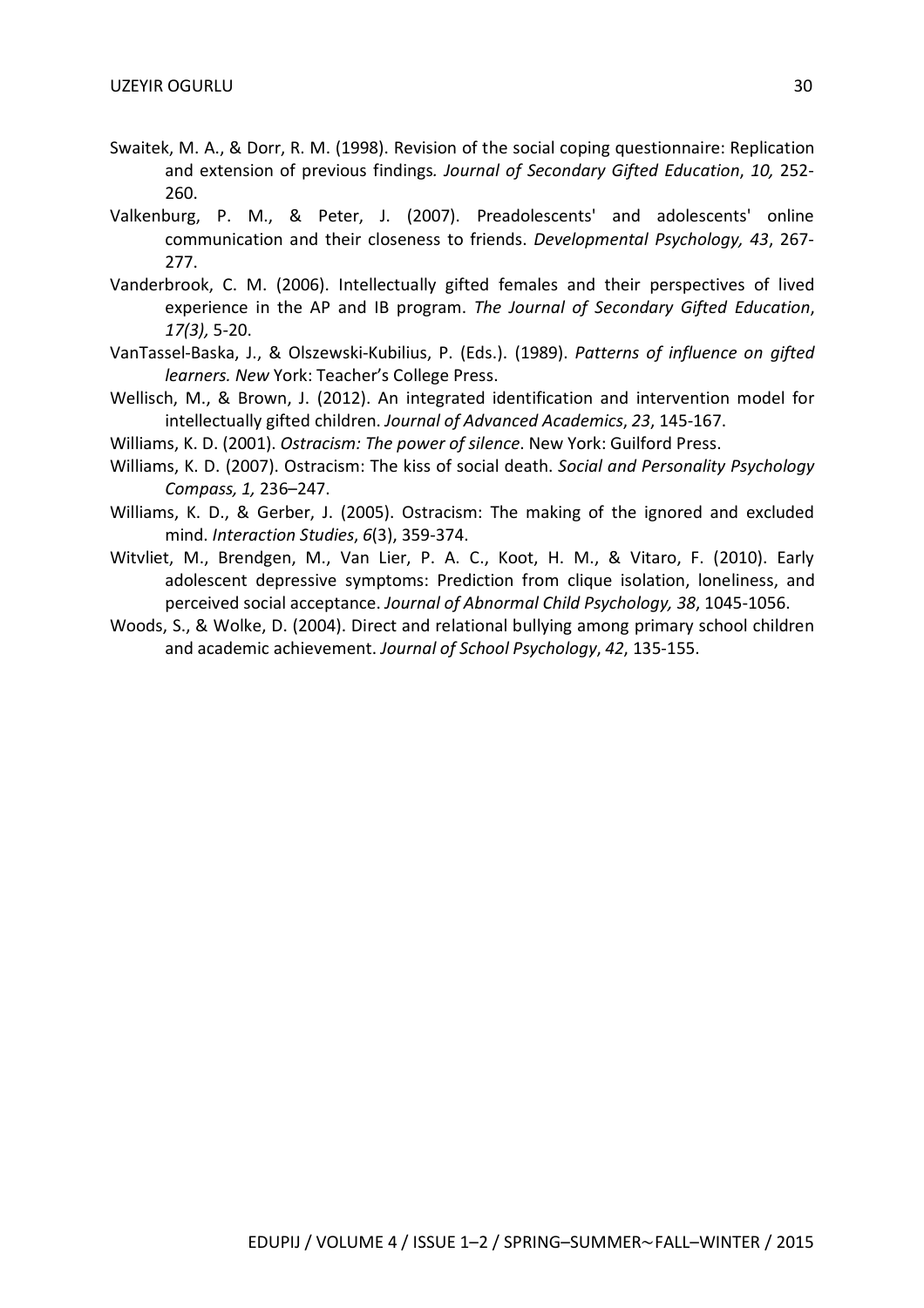Swaitek, M. A., & Dorr, R. M. (1998). Revision of the social coping questionnaire: Replication and extension of previous findings*. Journal of Secondary Gifted Education*, *10,* 252-260.

Valkenburg, P. M., & Peter, J. (2007). Preadolescents' and adolescents' online communication and their closeness to friends. *Developmental Psychology, 43*, 267-277.

Vanderbrook, C. M. (2006). Intellectually gifted females and their perspectives of lived experience in the AP and IB program. *The Journal of Secondary Gifted Education*, *17(3),* 5-20.

VanTassel-Baska, J., & Olszewski-Kubilius, P. (Eds.). (1989). *Patterns of influence on gifted learners. New* York: Teacher's College Press.

Wellisch, M., & Brown, J. (2012). An integrated identification and intervention model for intellectually gifted children. *Journal of Advanced Academics*, *23*, 145-167.

Williams, K. D. (2001). *Ostracism: The power of silence*. New York: Guilford Press.

Williams, K. D. (2007). Ostracism: The kiss of social death. *Social and Personality Psychology Compass, 1,* 236–247.

Williams, K. D., & Gerber, J. (2005). Ostracism: The making of the ignored and excluded mind. *Interaction Studies*, *6*(3), 359-374.

Witvliet, M., Brendgen, M., Van Lier, P. A. C., Koot, H. M., & Vitaro, F. (2010). Early adolescent depressive symptoms: Prediction from clique isolation, loneliness, and perceived social acceptance. *Journal of Abnormal Child Psychology, 38*, 1045-1056.

Woods, S., & Wolke, D. (2004). Direct and relational bullying among primary school children and academic achievement. *Journal of School Psychology*, *42*, 135-155.